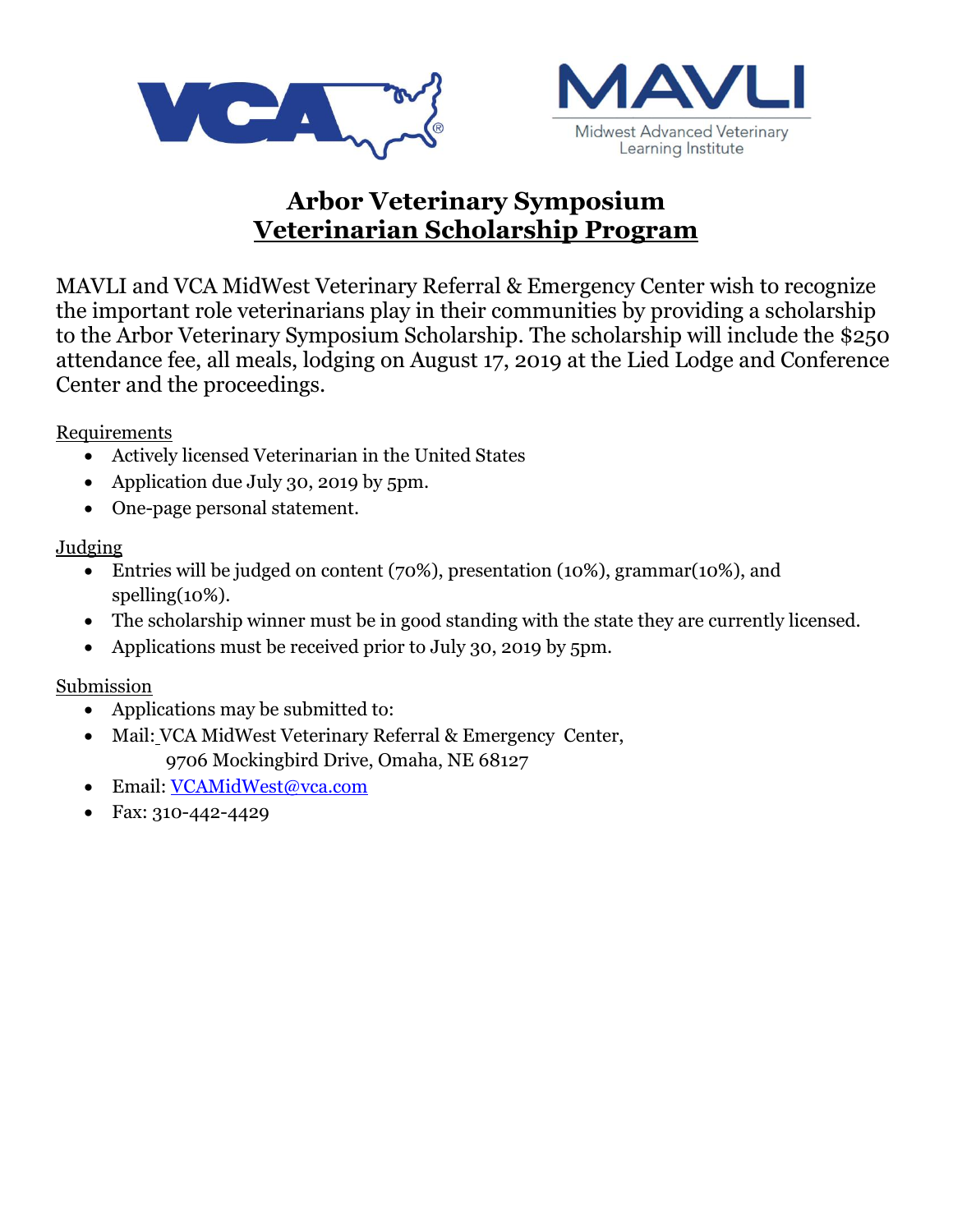VCA

MAVLI

Midwest Advanced Veterinary Learning Institute

# Arbor Veterinary Symposium

## Veterinarian Scholarship Program

MAVLI and VCA MidWest Veterinary Referral & Emergency Center wish to recognize the important role veterinarians play in their communities by providing a scholarship to the Arbor Veterinary Symposium Scholarship. The scholarship will include the $250 attendance fee, all meals, lodging on August 17, 2019 at the Lied Lodge and Conference Center and the proceedings.

Requirements

- Actively licensed Veterinarian in the United States
- Application due July 30, 2019 by 5pm.
- One-page personal statement.

Judging

- Entries will be judged on content (70%), presentation (10%), grammar(10%), and spelling(10%).
- The scholarship winner must be in good standing with the state they are currently licensed.
- Applications must be received prior to July 30, 2019 by 5pm.

Submission

- Applications may be submitted to:
- Mail: VCA MidWest Veterinary Referral & Emergency Center,
  9706 Mockingbird Drive, Omaha, NE 68127
- Email: VCAMidWest@vca.com
- Fax: 310-442-4429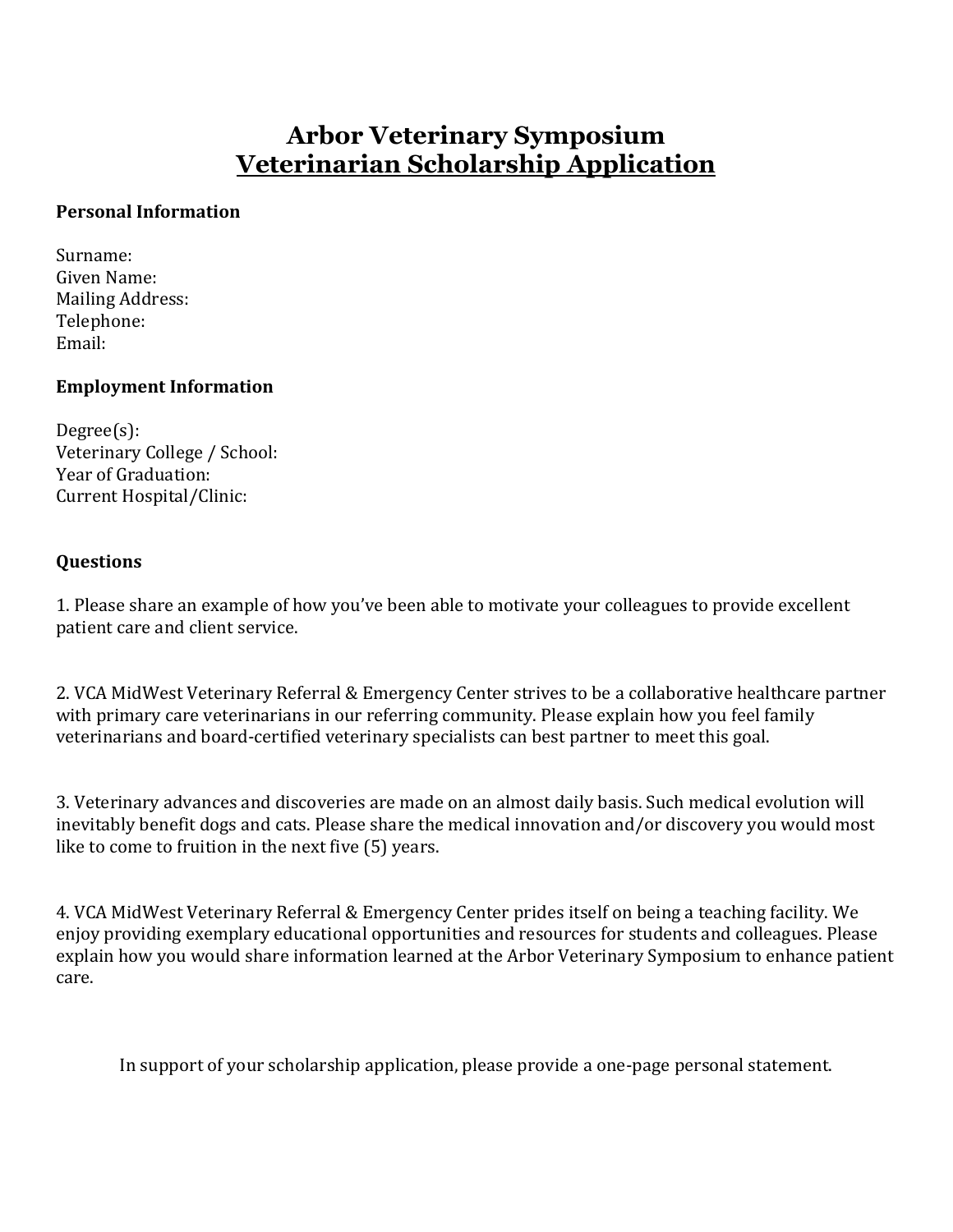# Arbor Veterinary Symposium
## Veterinarian Scholarship Application

**Personal Information**

Surname:
Given Name:
Mailing Address:
Telephone:
Email:

**Employment Information**

Degree(s):
Veterinary College / School:
Year of Graduation:
Current Hospital/Clinic:

**Questions**

1. Please share an example of how you've been able to motivate your colleagues to provide excellent patient care and client service.

2. VCA MidWest Veterinary Referral & Emergency Center strives to be a collaborative healthcare partner with primary care veterinarians in our referring community. Please explain how you feel family veterinarians and board-certified veterinary specialists can best partner to meet this goal.

3. Veterinary advances and discoveries are made on an almost daily basis. Such medical evolution will inevitably benefit dogs and cats. Please share the medical innovation and/or discovery you would most like to come to fruition in the next five (5) years.

4. VCA MidWest Veterinary Referral & Emergency Center prides itself on being a teaching facility. We enjoy providing exemplary educational opportunities and resources for students and colleagues. Please explain how you would share information learned at the Arbor Veterinary Symposium to enhance patient care.

In support of your scholarship application, please provide a one-page personal statement.